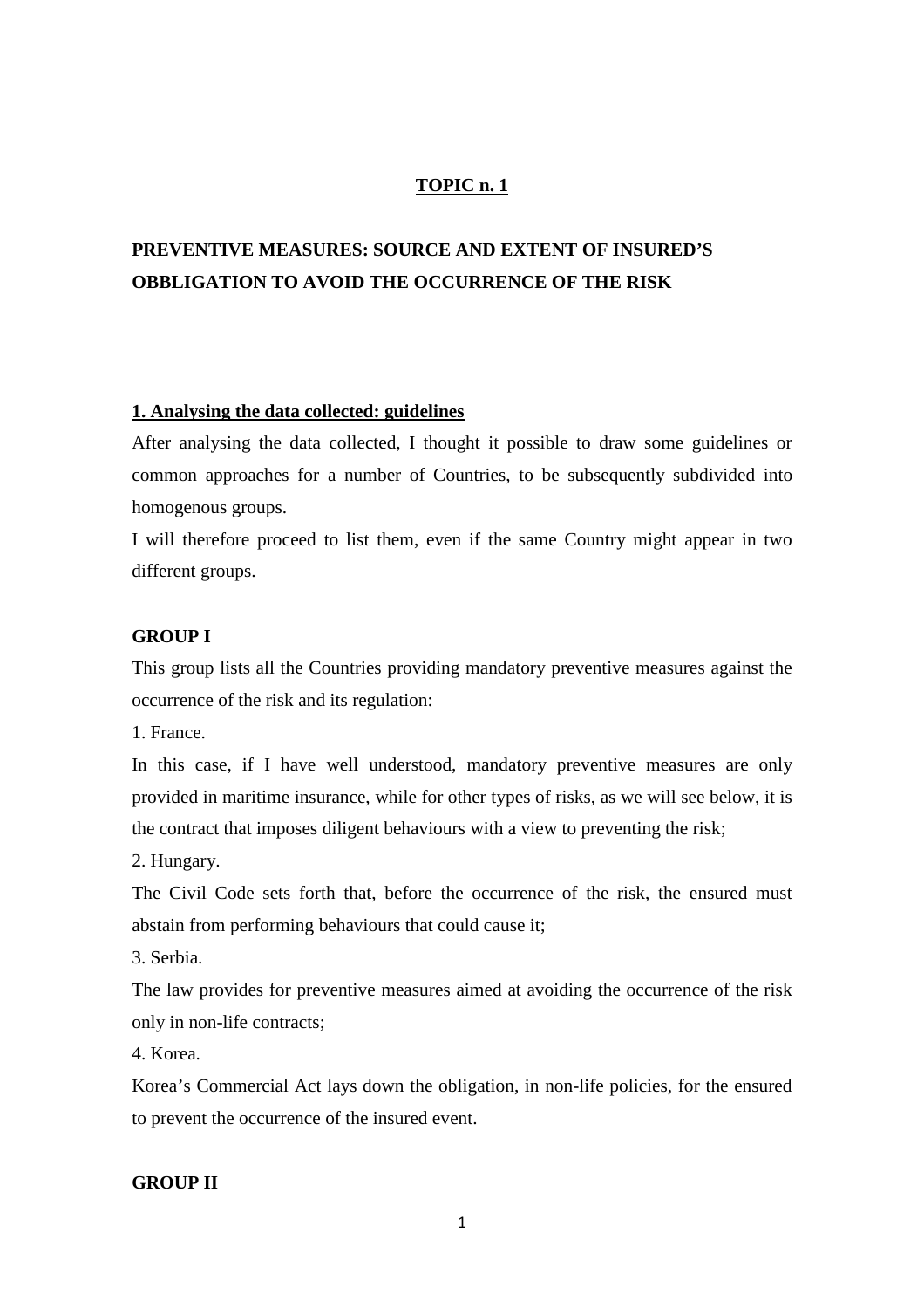**TOPIC n. 1**

# PREVENTIVE MEASURES: SOURCE AND EXTENT OF INSURED'S OBBLIGATION TO AVOID THE OCCURRENCE OF THE RISK

## 1. Analysing the data collected: guidelines

After analysing the data collected, I thought it possible to draw some guidelines or common approaches for a number of Countries, to be subsequently subdivided into homogenous groups.

I will therefore proceed to list them, even if the same Country might appear in two different groups.

### GROUP I

This group lists all the Countries providing mandatory preventive measures against the occurrence of the risk and its regulation:

1. France.

In this case, if I have well understood, mandatory preventive measures are only provided in maritime insurance, while for other types of risks, as we will see below, it is the contract that imposes diligent behaviours with a view to preventing the risk;

2. Hungary.

The Civil Code sets forth that, before the occurrence of the risk, the ensured must abstain from performing behaviours that could cause it;

3. Serbia.

The law provides for preventive measures aimed at avoiding the occurrence of the risk only in non-life contracts;

4. Korea.

Korea's Commercial Act lays down the obligation, in non-life policies, for the ensured to prevent the occurrence of the insured event.

### GROUP II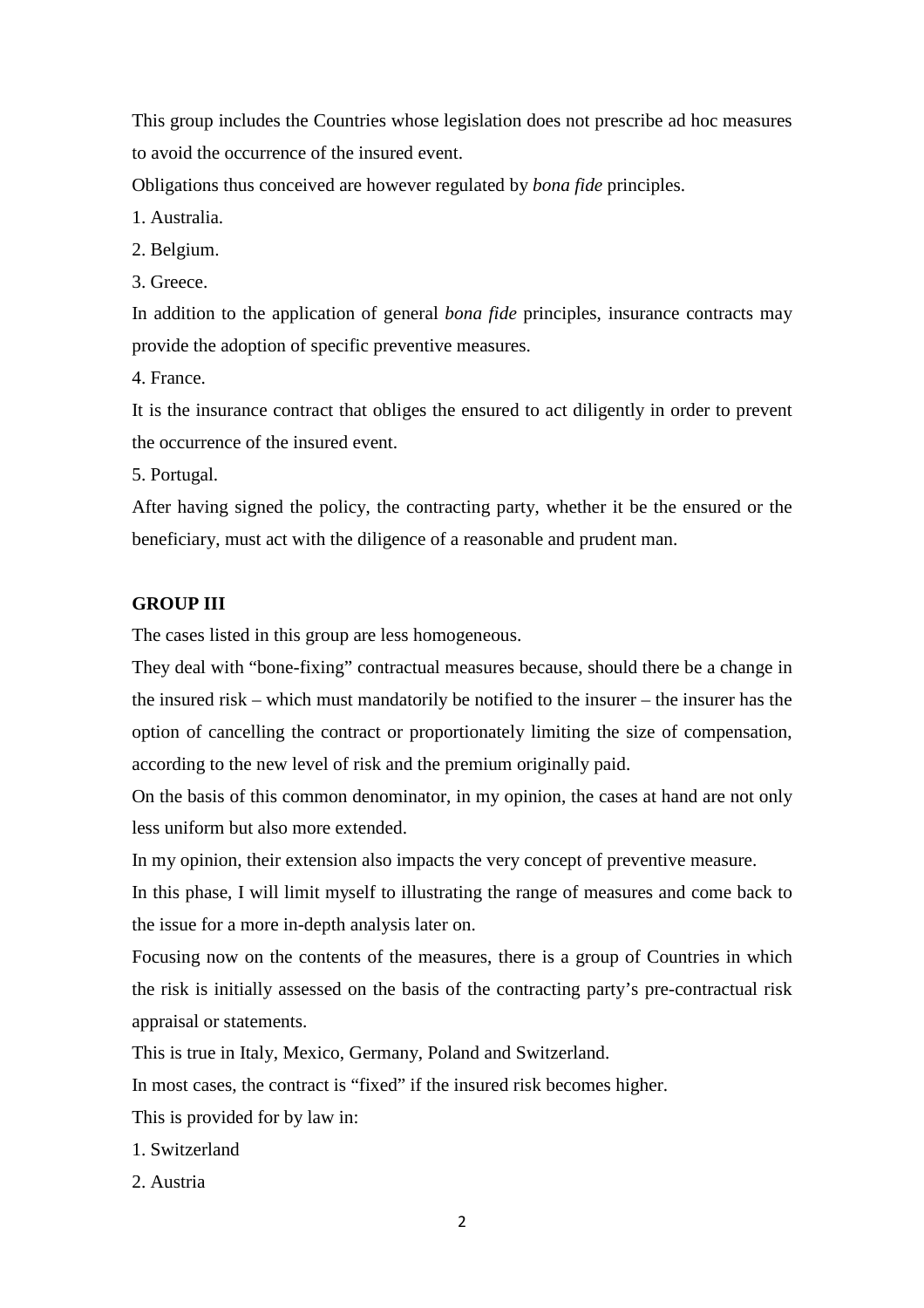This group includes the Countries whose legislation does not prescribe ad hoc measures to avoid the occurrence of the insured event.

Obligations thus conceived are however regulated by *bona fide* principles.

1. Australia.

2. Belgium.

3. Greece.

In addition to the application of general *bona fide* principles, insurance contracts may provide the adoption of specific preventive measures.

4. France.

It is the insurance contract that obliges the ensured to act diligently in order to prevent the occurrence of the insured event.

5. Portugal.

After having signed the policy, the contracting party, whether it be the ensured or the beneficiary, must act with the diligence of a reasonable and prudent man.

**GROUP III**

The cases listed in this group are less homogeneous.

They deal with "bone-fixing" contractual measures because, should there be a change in the insured risk – which must mandatorily be notified to the insurer – the insurer has the option of cancelling the contract or proportionately limiting the size of compensation, according to the new level of risk and the premium originally paid.

On the basis of this common denominator, in my opinion, the cases at hand are not only less uniform but also more extended.

In my opinion, their extension also impacts the very concept of preventive measure.

In this phase, I will limit myself to illustrating the range of measures and come back to the issue for a more in-depth analysis later on.

Focusing now on the contents of the measures, there is a group of Countries in which the risk is initially assessed on the basis of the contracting party's pre-contractual risk appraisal or statements.

This is true in Italy, Mexico, Germany, Poland and Switzerland.

In most cases, the contract is "fixed" if the insured risk becomes higher.

This is provided for by law in:

1. Switzerland

2. Austria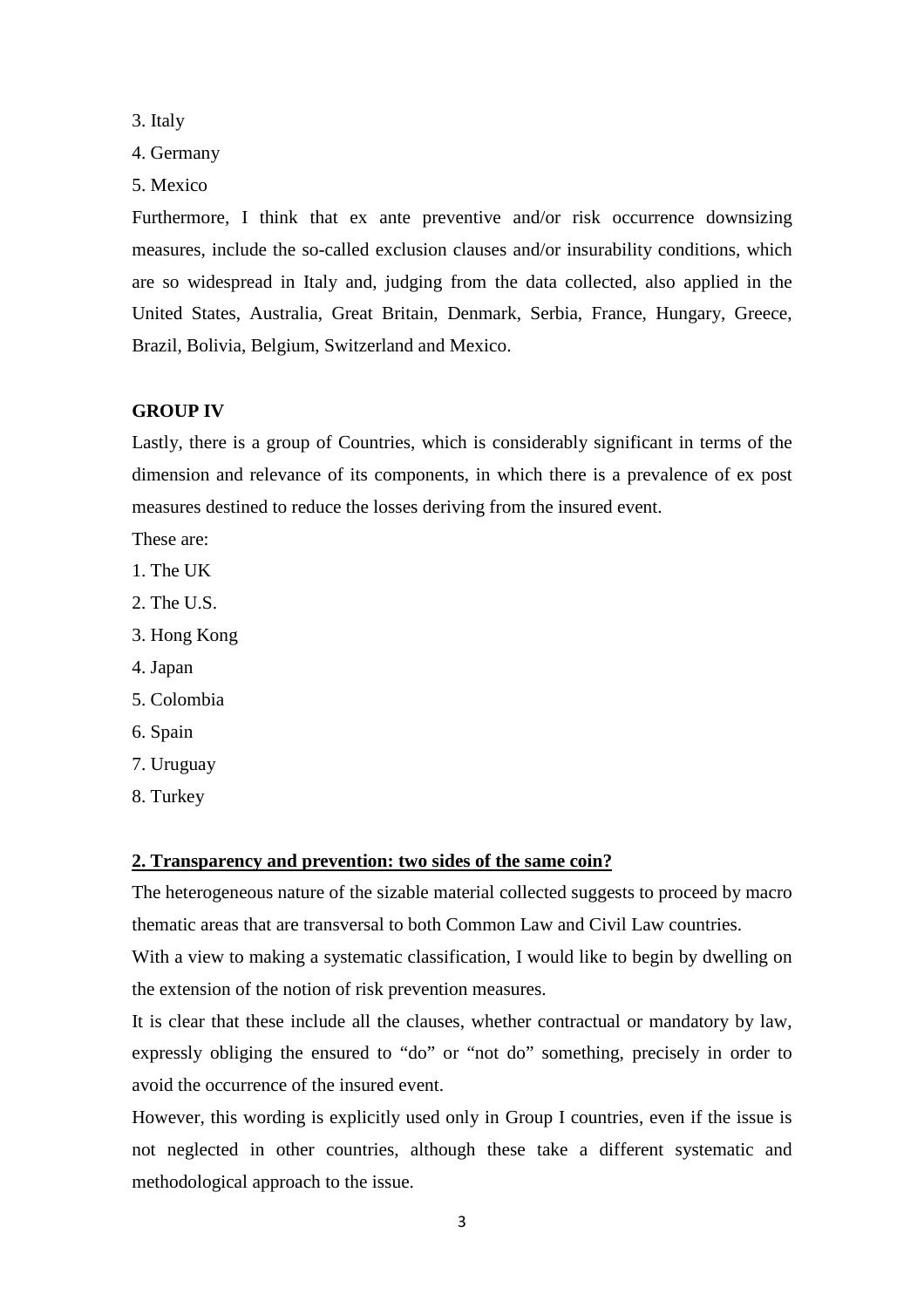3. Italy

4. Germany

5. Mexico

Furthermore, I think that ex ante preventive and/or risk occurrence downsizing measures, include the so-called exclusion clauses and/or insurability conditions, which are so widespread in Italy and, judging from the data collected, also applied in the United States, Australia, Great Britain, Denmark, Serbia, France, Hungary, Greece, Brazil, Bolivia, Belgium, Switzerland and Mexico.

**GROUP IV**

Lastly, there is a group of Countries, which is considerably significant in terms of the dimension and relevance of its components, in which there is a prevalence of ex post measures destined to reduce the losses deriving from the insured event.

These are:

1. The UK
2. The U.S.
3. Hong Kong
4. Japan
5. Colombia
6. Spain
7. Uruguay
8. Turkey

## 2. Transparency and prevention: two sides of the same coin?

The heterogeneous nature of the sizable material collected suggests to proceed by macro thematic areas that are transversal to both Common Law and Civil Law countries.

With a view to making a systematic classification, I would like to begin by dwelling on the extension of the notion of risk prevention measures.

It is clear that these include all the clauses, whether contractual or mandatory by law, expressly obliging the ensured to "do" or "not do" something, precisely in order to avoid the occurrence of the insured event.

However, this wording is explicitly used only in Group I countries, even if the issue is not neglected in other countries, although these take a different systematic and methodological approach to the issue.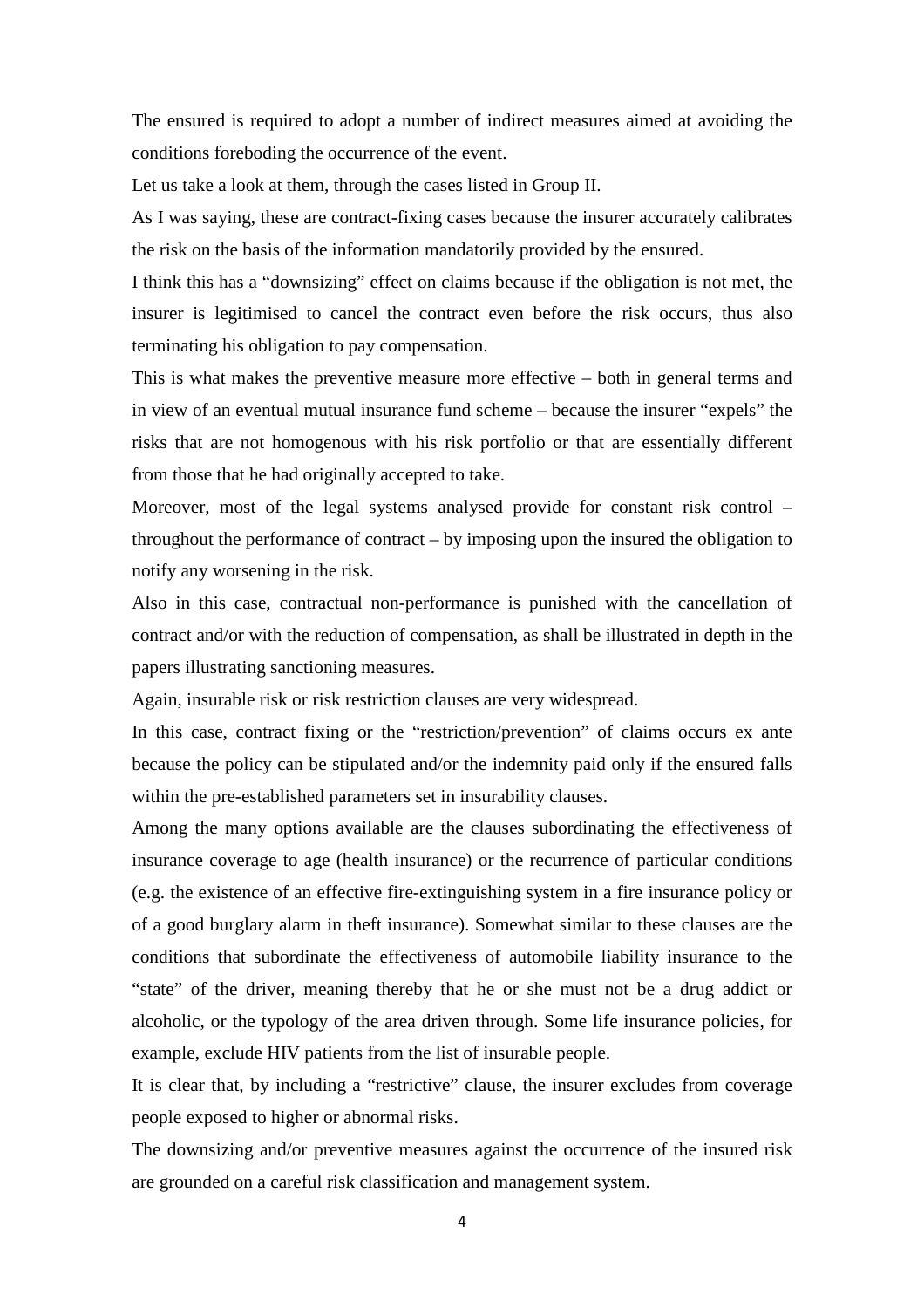The ensured is required to adopt a number of indirect measures aimed at avoiding the conditions foreboding the occurrence of the event.

Let us take a look at them, through the cases listed in Group II.

As I was saying, these are contract-fixing cases because the insurer accurately calibrates the risk on the basis of the information mandatorily provided by the ensured.

I think this has a "downsizing" effect on claims because if the obligation is not met, the insurer is legitimised to cancel the contract even before the risk occurs, thus also terminating his obligation to pay compensation.

This is what makes the preventive measure more effective – both in general terms and in view of an eventual mutual insurance fund scheme – because the insurer "expels" the risks that are not homogenous with his risk portfolio or that are essentially different from those that he had originally accepted to take.

Moreover, most of the legal systems analysed provide for constant risk control – throughout the performance of contract – by imposing upon the insured the obligation to notify any worsening in the risk.

Also in this case, contractual non-performance is punished with the cancellation of contract and/or with the reduction of compensation, as shall be illustrated in depth in the papers illustrating sanctioning measures.

Again, insurable risk or risk restriction clauses are very widespread.

In this case, contract fixing or the "restriction/prevention" of claims occurs ex ante because the policy can be stipulated and/or the indemnity paid only if the ensured falls within the pre-established parameters set in insurability clauses.

Among the many options available are the clauses subordinating the effectiveness of insurance coverage to age (health insurance) or the recurrence of particular conditions (e.g. the existence of an effective fire-extinguishing system in a fire insurance policy or of a good burglary alarm in theft insurance). Somewhat similar to these clauses are the conditions that subordinate the effectiveness of automobile liability insurance to the "state" of the driver, meaning thereby that he or she must not be a drug addict or alcoholic, or the typology of the area driven through. Some life insurance policies, for example, exclude HIV patients from the list of insurable people.

It is clear that, by including a "restrictive" clause, the insurer excludes from coverage people exposed to higher or abnormal risks.

The downsizing and/or preventive measures against the occurrence of the insured risk are grounded on a careful risk classification and management system.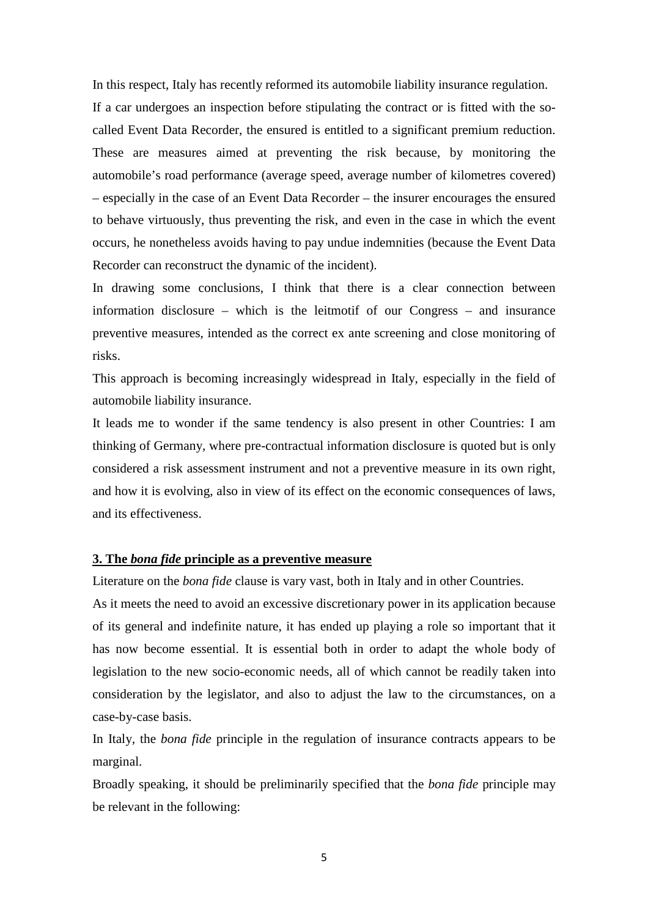In this respect, Italy has recently reformed its automobile liability insurance regulation.

If a car undergoes an inspection before stipulating the contract or is fitted with the so-called Event Data Recorder, the ensured is entitled to a significant premium reduction. These are measures aimed at preventing the risk because, by monitoring the automobile's road performance (average speed, average number of kilometres covered) – especially in the case of an Event Data Recorder – the insurer encourages the ensured to behave virtuously, thus preventing the risk, and even in the case in which the event occurs, he nonetheless avoids having to pay undue indemnities (because the Event Data Recorder can reconstruct the dynamic of the incident).

In drawing some conclusions, I think that there is a clear connection between information disclosure – which is the leitmotif of our Congress – and insurance preventive measures, intended as the correct ex ante screening and close monitoring of risks.

This approach is becoming increasingly widespread in Italy, especially in the field of automobile liability insurance.

It leads me to wonder if the same tendency is also present in other Countries: I am thinking of Germany, where pre-contractual information disclosure is quoted but is only considered a risk assessment instrument and not a preventive measure in its own right, and how it is evolving, also in view of its effect on the economic consequences of laws, and its effectiveness.

## 3. The *bona fide* principle as a preventive measure

Literature on the *bona fide* clause is vary vast, both in Italy and in other Countries.

As it meets the need to avoid an excessive discretionary power in its application because of its general and indefinite nature, it has ended up playing a role so important that it has now become essential. It is essential both in order to adapt the whole body of legislation to the new socio-economic needs, all of which cannot be readily taken into consideration by the legislator, and also to adjust the law to the circumstances, on a case-by-case basis.

In Italy, the *bona fide* principle in the regulation of insurance contracts appears to be marginal.

Broadly speaking, it should be preliminarily specified that the *bona fide* principle may be relevant in the following: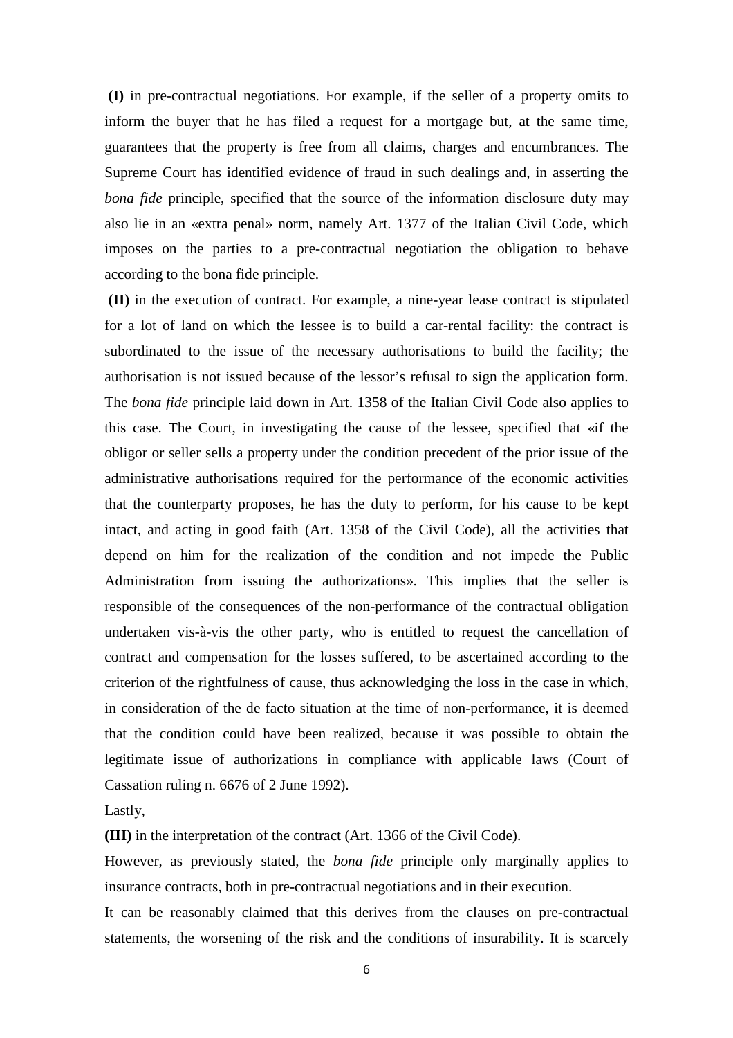**(I)** in pre-contractual negotiations. For example, if the seller of a property omits to inform the buyer that he has filed a request for a mortgage but, at the same time, guarantees that the property is free from all claims, charges and encumbrances. The Supreme Court has identified evidence of fraud in such dealings and, in asserting the *bona fide* principle, specified that the source of the information disclosure duty may also lie in an «extra penal» norm, namely Art. 1377 of the Italian Civil Code, which imposes on the parties to a pre-contractual negotiation the obligation to behave according to the bona fide principle.

**(II)** in the execution of contract. For example, a nine-year lease contract is stipulated for a lot of land on which the lessee is to build a car-rental facility: the contract is subordinated to the issue of the necessary authorisations to build the facility; the authorisation is not issued because of the lessor's refusal to sign the application form. The *bona fide* principle laid down in Art. 1358 of the Italian Civil Code also applies to this case. The Court, in investigating the cause of the lessee, specified that «if the obligor or seller sells a property under the condition precedent of the prior issue of the administrative authorisations required for the performance of the economic activities that the counterparty proposes, he has the duty to perform, for his cause to be kept intact, and acting in good faith (Art. 1358 of the Civil Code), all the activities that depend on him for the realization of the condition and not impede the Public Administration from issuing the authorizations». This implies that the seller is responsible of the consequences of the non-performance of the contractual obligation undertaken vis-à-vis the other party, who is entitled to request the cancellation of contract and compensation for the losses suffered, to be ascertained according to the criterion of the rightfulness of cause, thus acknowledging the loss in the case in which, in consideration of the de facto situation at the time of non-performance, it is deemed that the condition could have been realized, because it was possible to obtain the legitimate issue of authorizations in compliance with applicable laws (Court of Cassation ruling n. 6676 of 2 June 1992).

Lastly,

**(III)** in the interpretation of the contract (Art. 1366 of the Civil Code).

However, as previously stated, the *bona fide* principle only marginally applies to insurance contracts, both in pre-contractual negotiations and in their execution.

It can be reasonably claimed that this derives from the clauses on pre-contractual statements, the worsening of the risk and the conditions of insurability. It is scarcely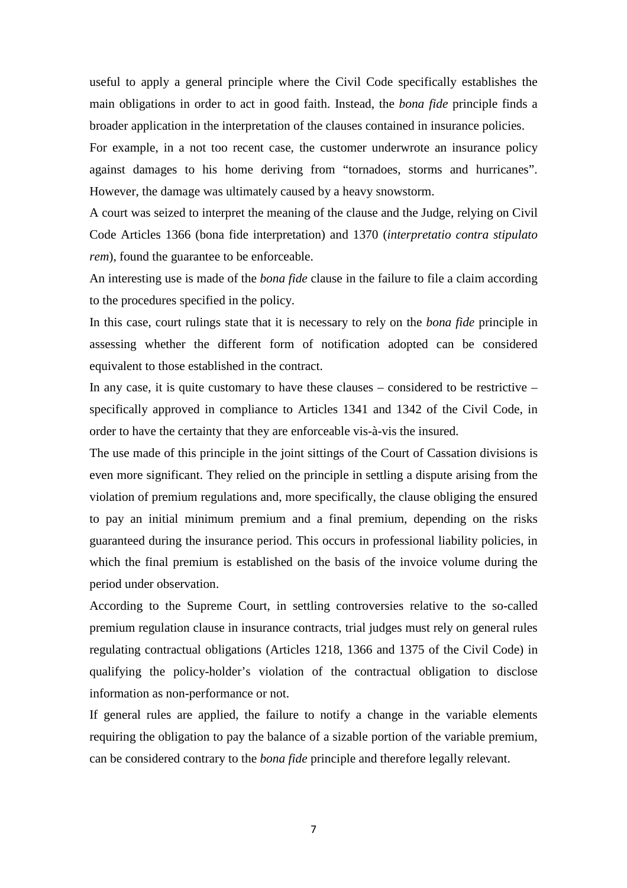useful to apply a general principle where the Civil Code specifically establishes the main obligations in order to act in good faith. Instead, the *bona fide* principle finds a broader application in the interpretation of the clauses contained in insurance policies.

For example, in a not too recent case, the customer underwrote an insurance policy against damages to his home deriving from "tornadoes, storms and hurricanes". However, the damage was ultimately caused by a heavy snowstorm.

A court was seized to interpret the meaning of the clause and the Judge, relying on Civil Code Articles 1366 (bona fide interpretation) and 1370 (*interpretatio contra stipulato rem*), found the guarantee to be enforceable.

An interesting use is made of the *bona fide* clause in the failure to file a claim according to the procedures specified in the policy.

In this case, court rulings state that it is necessary to rely on the *bona fide* principle in assessing whether the different form of notification adopted can be considered equivalent to those established in the contract.

In any case, it is quite customary to have these clauses – considered to be restrictive – specifically approved in compliance to Articles 1341 and 1342 of the Civil Code, in order to have the certainty that they are enforceable vis-à-vis the insured.

The use made of this principle in the joint sittings of the Court of Cassation divisions is even more significant. They relied on the principle in settling a dispute arising from the violation of premium regulations and, more specifically, the clause obliging the ensured to pay an initial minimum premium and a final premium, depending on the risks guaranteed during the insurance period. This occurs in professional liability policies, in which the final premium is established on the basis of the invoice volume during the period under observation.

According to the Supreme Court, in settling controversies relative to the so-called premium regulation clause in insurance contracts, trial judges must rely on general rules regulating contractual obligations (Articles 1218, 1366 and 1375 of the Civil Code) in qualifying the policy-holder's violation of the contractual obligation to disclose information as non-performance or not.

If general rules are applied, the failure to notify a change in the variable elements requiring the obligation to pay the balance of a sizable portion of the variable premium, can be considered contrary to the *bona fide* principle and therefore legally relevant.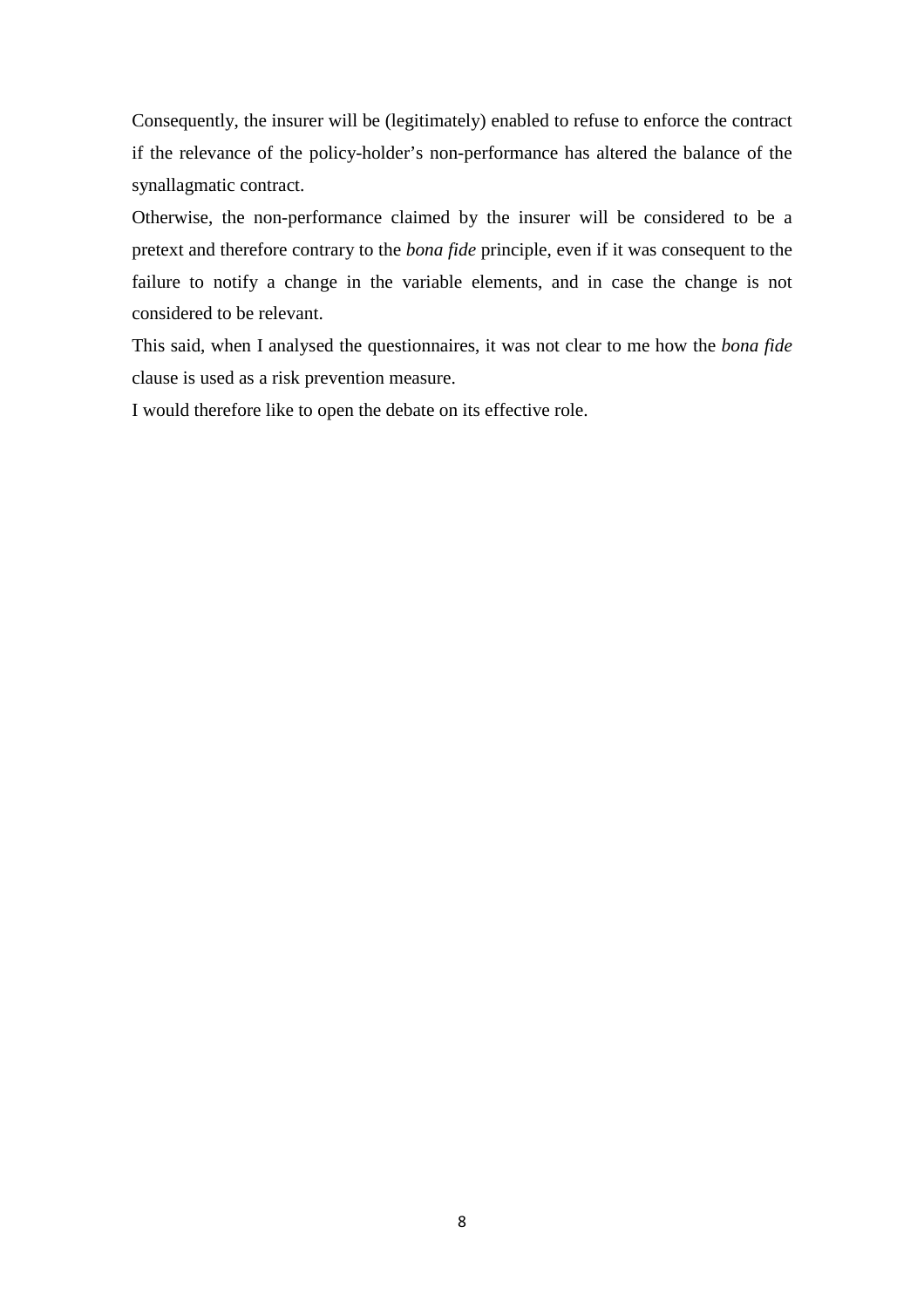Consequently, the insurer will be (legitimately) enabled to refuse to enforce the contract if the relevance of the policy-holder's non-performance has altered the balance of the synallagmatic contract.

Otherwise, the non-performance claimed by the insurer will be considered to be a pretext and therefore contrary to the *bona fide* principle, even if it was consequent to the failure to notify a change in the variable elements, and in case the change is not considered to be relevant.

This said, when I analysed the questionnaires, it was not clear to me how the *bona fide* clause is used as a risk prevention measure.

I would therefore like to open the debate on its effective role.